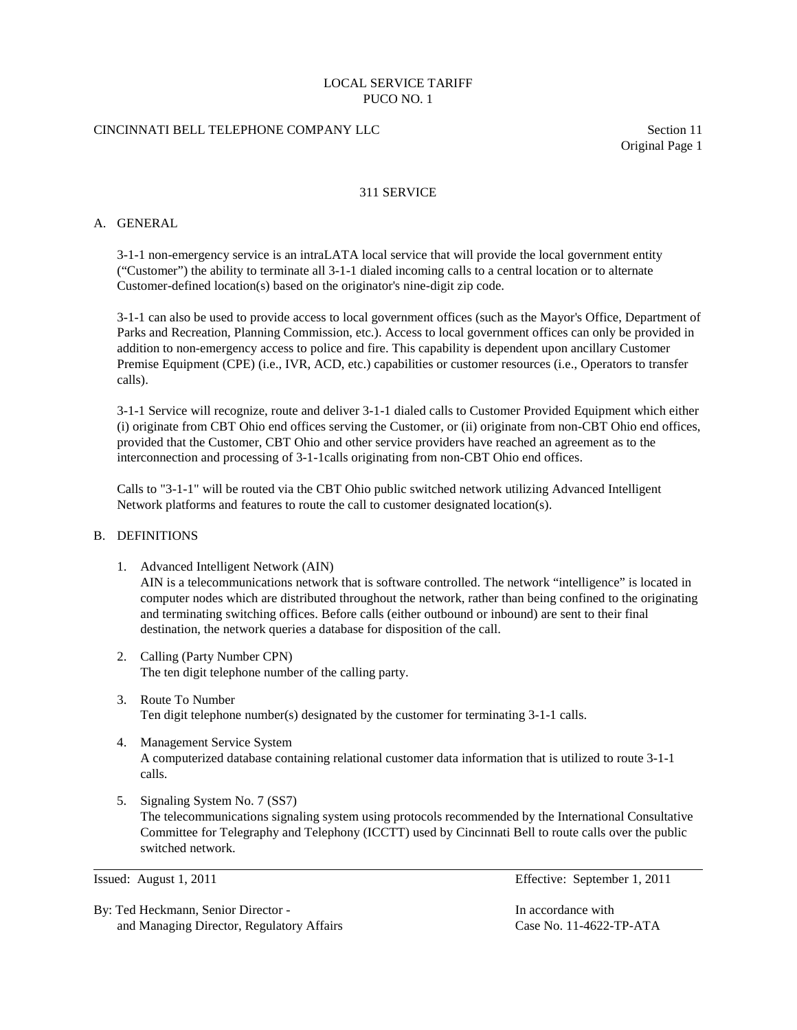LOCAL SERVICE TARIFF
PUCO NO. 1

CINCINNATI BELL TELEPHONE COMPANY LLC

Section 11
Original Page 1

# 311 SERVICE

## A. GENERAL

3-1-1 non-emergency service is an intraLATA local service that will provide the local government entity ("Customer") the ability to terminate all 3-1-1 dialed incoming calls to a central location or to alternate Customer-defined location(s) based on the originator's nine-digit zip code.

3-1-1 can also be used to provide access to local government offices (such as the Mayor's Office, Department of Parks and Recreation, Planning Commission, etc.). Access to local government offices can only be provided in addition to non-emergency access to police and fire. This capability is dependent upon ancillary Customer Premise Equipment (CPE) (i.e., IVR, ACD, etc.) capabilities or customer resources (i.e., Operators to transfer calls).

3-1-1 Service will recognize, route and deliver 3-1-1 dialed calls to Customer Provided Equipment which either (i) originate from CBT Ohio end offices serving the Customer, or (ii) originate from non-CBT Ohio end offices, provided that the Customer, CBT Ohio and other service providers have reached an agreement as to the interconnection and processing of 3-1-1calls originating from non-CBT Ohio end offices.

Calls to "3-1-1" will be routed via the CBT Ohio public switched network utilizing Advanced Intelligent Network platforms and features to route the call to customer designated location(s).

## B. DEFINITIONS

1. Advanced Intelligent Network (AIN)
   AIN is a telecommunications network that is software controlled. The network "intelligence" is located in computer nodes which are distributed throughout the network, rather than being confined to the originating and terminating switching offices. Before calls (either outbound or inbound) are sent to their final destination, the network queries a database for disposition of the call.

2. Calling (Party Number CPN)
   The ten digit telephone number of the calling party.

3. Route To Number
   Ten digit telephone number(s) designated by the customer for terminating 3-1-1 calls.

4. Management Service System
   A computerized database containing relational customer data information that is utilized to route 3-1-1 calls.

5. Signaling System No. 7 (SS7)
   The telecommunications signaling system using protocols recommended by the International Consultative Committee for Telegraphy and Telephony (ICCTT) used by Cincinnati Bell to route calls over the public switched network.

Issued: August 1, 2011

Effective: September 1, 2011

By: Ted Heckmann, Senior Director -
and Managing Director, Regulatory Affairs

In accordance with
Case No. 11-4622-TP-ATA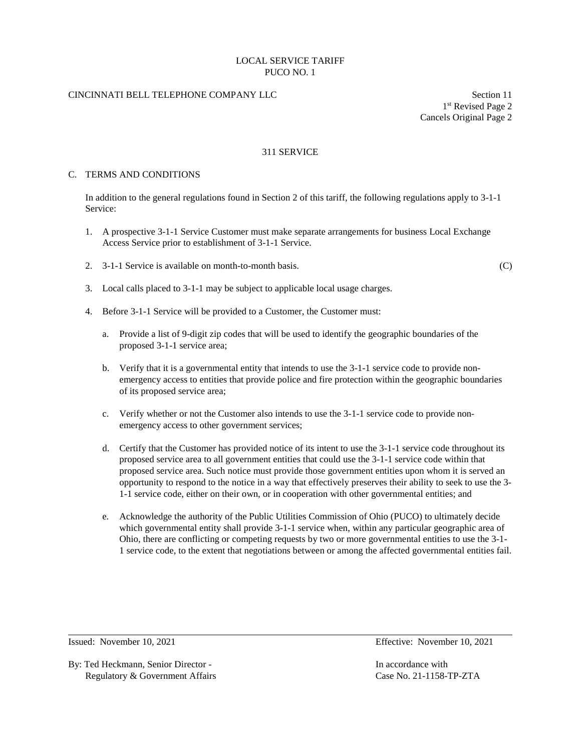LOCAL SERVICE TARIFF
PUCO NO. 1

CINCINNATI BELL TELEPHONE COMPANY LLC

Section 11
1st Revised Page 2
Cancels Original Page 2

## 311 SERVICE

### C. TERMS AND CONDITIONS

In addition to the general regulations found in Section 2 of this tariff, the following regulations apply to 3-1-1 Service:

1. A prospective 3-1-1 Service Customer must make separate arrangements for business Local Exchange Access Service prior to establishment of 3-1-1 Service.

2. 3-1-1 Service is available on month-to-month basis. (C)

3. Local calls placed to 3-1-1 may be subject to applicable local usage charges.

4. Before 3-1-1 Service will be provided to a Customer, the Customer must:

   a. Provide a list of 9-digit zip codes that will be used to identify the geographic boundaries of the proposed 3-1-1 service area;

   b. Verify that it is a governmental entity that intends to use the 3-1-1 service code to provide non-emergency access to entities that provide police and fire protection within the geographic boundaries of its proposed service area;

   c. Verify whether or not the Customer also intends to use the 3-1-1 service code to provide non-emergency access to other government services;

   d. Certify that the Customer has provided notice of its intent to use the 3-1-1 service code throughout its proposed service area to all government entities that could use the 3-1-1 service code within that proposed service area. Such notice must provide those government entities upon whom it is served an opportunity to respond to the notice in a way that effectively preserves their ability to seek to use the 3-1-1 service code, either on their own, or in cooperation with other governmental entities; and

   e. Acknowledge the authority of the Public Utilities Commission of Ohio (PUCO) to ultimately decide which governmental entity shall provide 3-1-1 service when, within any particular geographic area of Ohio, there are conflicting or competing requests by two or more governmental entities to use the 3-1-1 service code, to the extent that negotiations between or among the affected governmental entities fail.

Issued: November 10, 2021 Effective: November 10, 2021

By: Ted Heckmann, Senior Director - Regulatory & Government Affairs

In accordance with Case No. 21-1158-TP-ZTA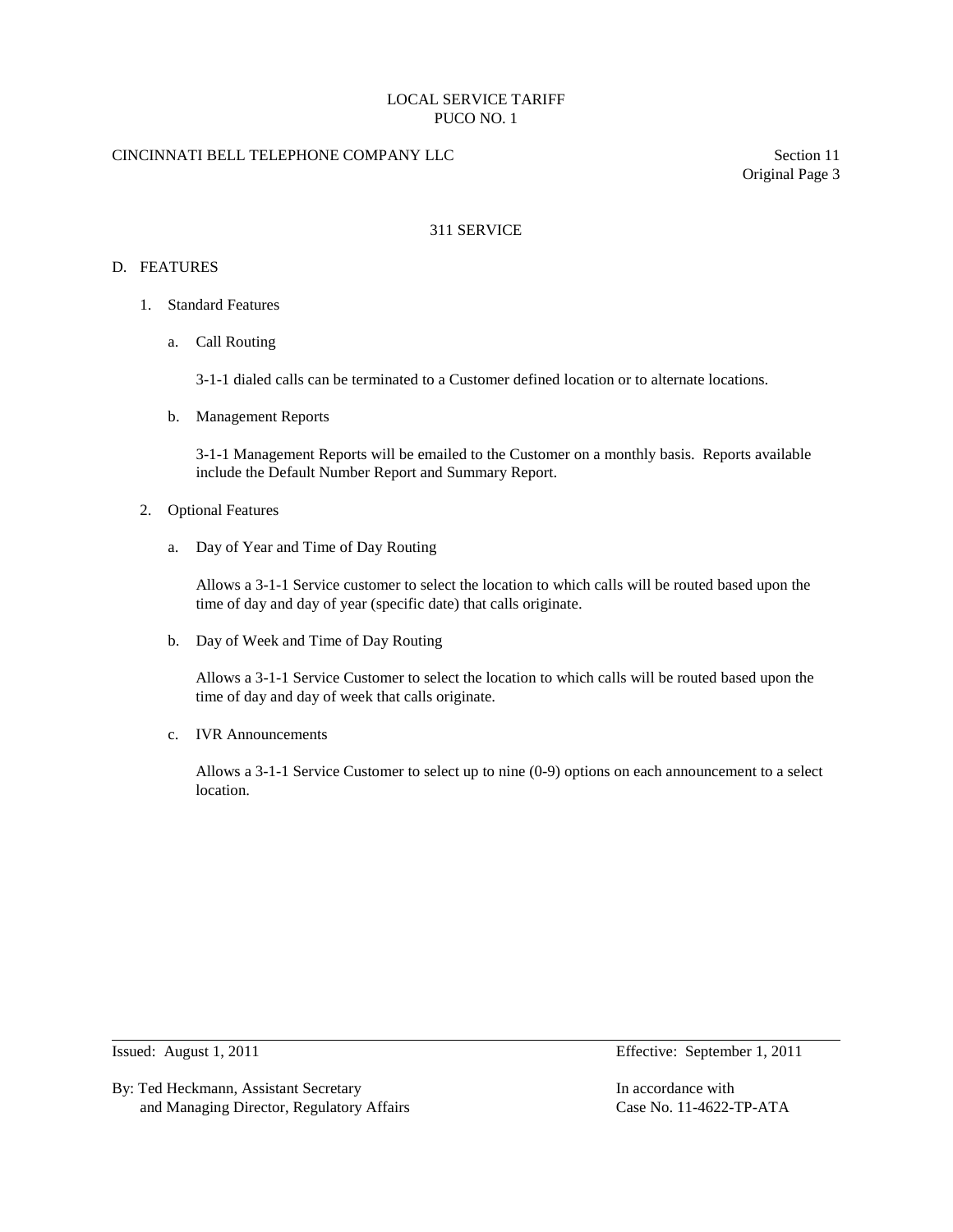## 311 SERVICE

### D. FEATURES

1. Standard Features

   a. Call Routing

      3-1-1 dialed calls can be terminated to a Customer defined location or to alternate locations.

   b. Management Reports

      3-1-1 Management Reports will be emailed to the Customer on a monthly basis. Reports available include the Default Number Report and Summary Report.

2. Optional Features

   a. Day of Year and Time of Day Routing

      Allows a 3-1-1 Service customer to select the location to which calls will be routed based upon the time of day and day of year (specific date) that calls originate.

   b. Day of Week and Time of Day Routing

      Allows a 3-1-1 Service Customer to select the location to which calls will be routed based upon the time of day and day of week that calls originate.

   c. IVR Announcements

      Allows a 3-1-1 Service Customer to select up to nine (0-9) options on each announcement to a select location.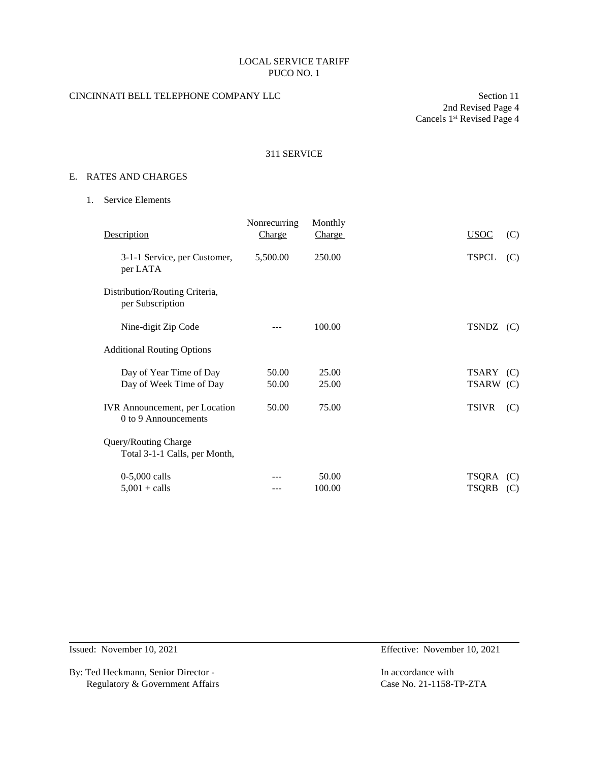LOCAL SERVICE TARIFF
PUCO NO. 1

CINCINNATI BELL TELEPHONE COMPANY LLC

Section 11
2nd Revised Page 4
Cancels 1st Revised Page 4

## 311 SERVICE

### E. RATES AND CHARGES

1. Service Elements

| Description | Nonrecurring Charge | Monthly Charge | USOC | (C) |
|---|---|---|---|---|
| 3-1-1 Service, per Customer, per LATA | 5,500.00 | 250.00 | TSPCL | (C) |
| Distribution/Routing Criteria, per Subscription | | | | |
| Nine-digit Zip Code | --- | 100.00 | TSNDZ | (C) |
| Additional Routing Options | | | | |
| Day of Year Time of Day | 50.00 | 25.00 | TSARY | (C) |
| Day of Week Time of Day | 50.00 | 25.00 | TSARW | (C) |
| IVR Announcement, per Location 0 to 9 Announcements | 50.00 | 75.00 | TSIVR | (C) |
| Query/Routing Charge Total 3-1-1 Calls, per Month, | | | | |
| 0-5,000 calls | --- | 50.00 | TSQRA | (C) |
| 5,001 + calls | --- | 100.00 | TSQRB | (C) |

Issued: November 10, 2021

Effective: November 10, 2021

By: Ted Heckmann, Senior Director - Regulatory & Government Affairs

In accordance with Case No. 21-1158-TP-ZTA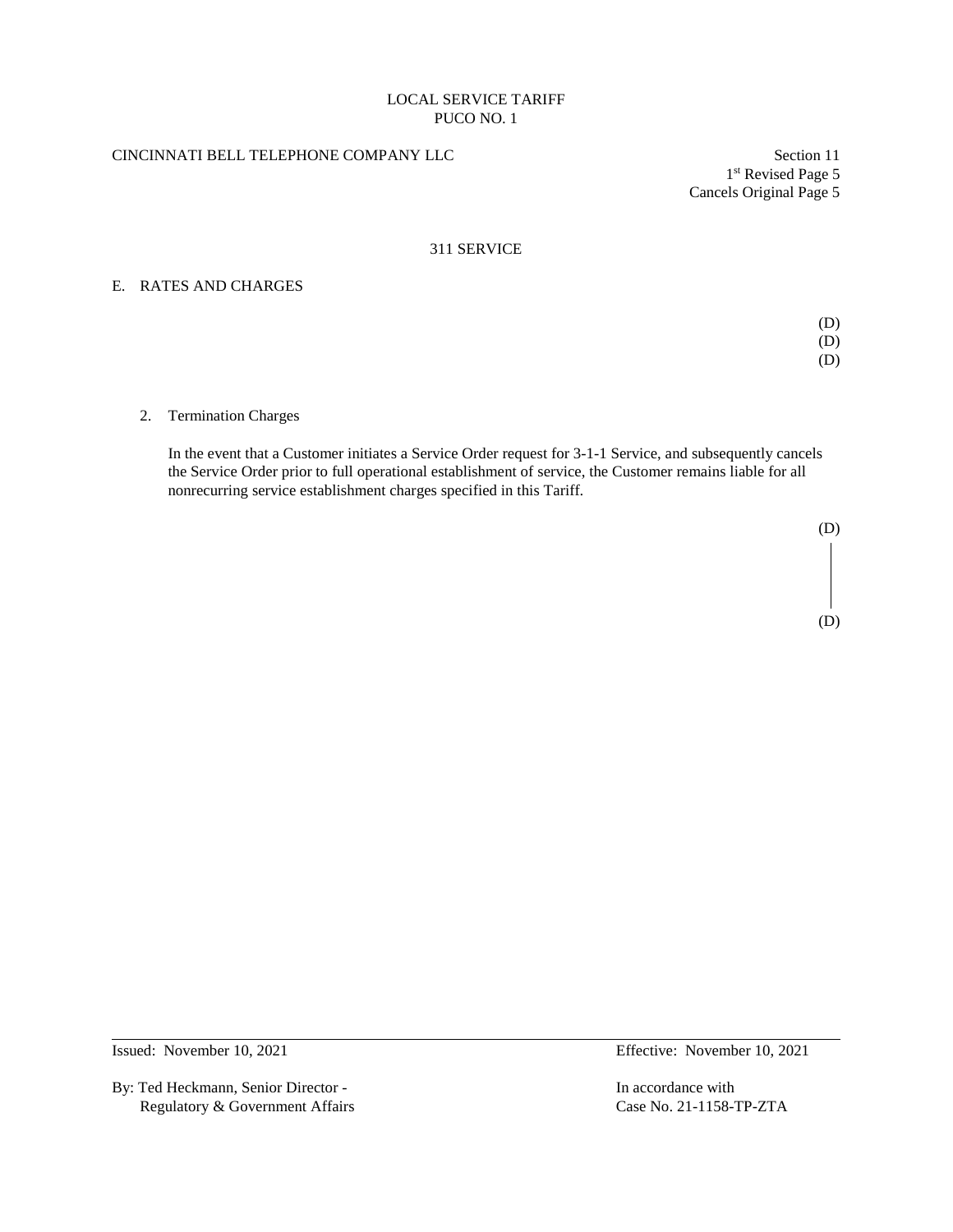LOCAL SERVICE TARIFF
PUCO NO. 1

CINCINNATI BELL TELEPHONE COMPANY LLC

Section 11
1st Revised Page 5
Cancels Original Page 5

311 SERVICE

E. RATES AND CHARGES

(D)
(D)
(D)

2. Termination Charges

In the event that a Customer initiates a Service Order request for 3-1-1 Service, and subsequently cancels the Service Order prior to full operational establishment of service, the Customer remains liable for all nonrecurring service establishment charges specified in this Tariff.

(D)

(D)

Issued: November 10, 2021

Effective: November 10, 2021

By: Ted Heckmann, Senior Director -
Regulatory & Government Affairs

In accordance with
Case No. 21-1158-TP-ZTA